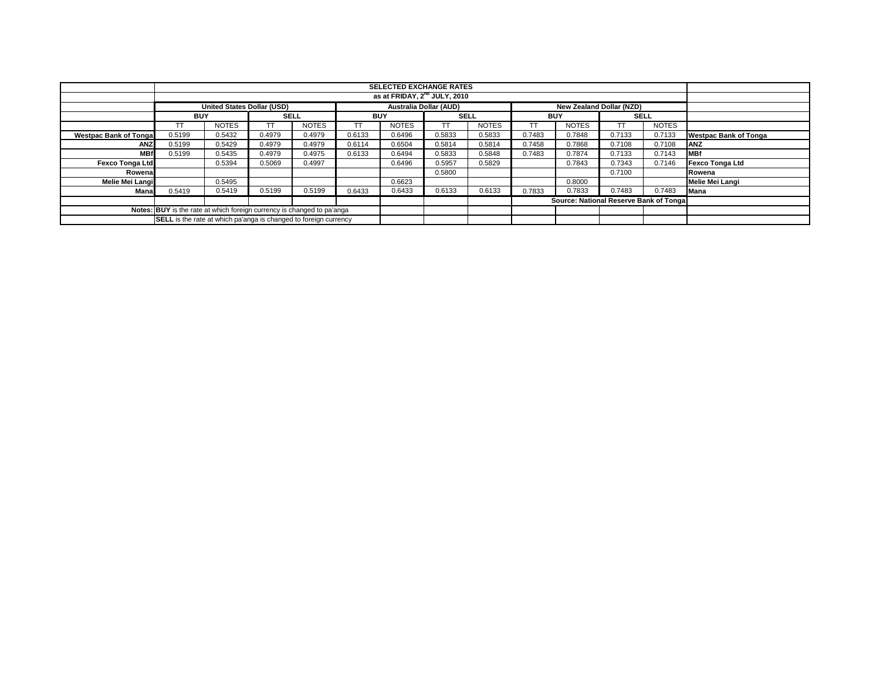| | SELECTED EXCHANGE RATES | | | | | | | | | | | | |
|---|---|---|---|---|---|---|---|---|---|---|---|---|---|
| | as at FRIDAY, 2nd JULY, 2010 | | | | | | | | | | | | |
| | United States Dollar (USD) | | | | Australia Dollar (AUD) | | | | New Zealand Dollar (NZD) | | | | |
| | BUY | | SELL | | BUY | | SELL | | BUY | | SELL | | |
| | TT | NOTES | TT | NOTES | TT | NOTES | TT | NOTES | TT | NOTES | TT | NOTES | |
| **Westpac Bank of Tonga** | 0.5199 | 0.5432 | 0.4979 | 0.4979 | 0.6133 | 0.6496 | 0.5833 | 0.5833 | 0.7483 | 0.7848 | 0.7133 | 0.7133 | **Westpac Bank of Tonga** |
| **ANZ** | 0.5199 | 0.5429 | 0.4979 | 0.4979 | 0.6114 | 0.6504 | 0.5814 | 0.5814 | 0.7458 | 0.7868 | 0.7108 | 0.7108 | **ANZ** |
| **MBf** | 0.5199 | 0.5435 | 0.4979 | 0.4975 | 0.6133 | 0.6494 | 0.5833 | 0.5848 | 0.7483 | 0.7874 | 0.7133 | 0.7143 | **MBf** |
| **Fexco Tonga Ltd** | | 0.5394 | 0.5069 | 0.4997 | | 0.6496 | 0.5957 | 0.5829 | | 0.7843 | 0.7343 | 0.7146 | **Fexco Tonga Ltd** |
| **Rowena** | | | | | | | 0.5800 | | | | 0.7100 | | **Rowena** |
| **Melie Mei Langi** | | 0.5495 | | | | 0.6623 | | | | 0.8000 | | | **Melie Mei Langi** |
| **Mana** | 0.5419 | 0.5419 | 0.5199 | 0.5199 | 0.6433 | 0.6433 | 0.6133 | 0.6133 | 0.7833 | 0.7833 | 0.7483 | 0.7483 | **Mana** |
| | | | | | | | | | **Source: National Reserve Bank of Tonga** | | | | |
| **Notes:** | **BUY** is the rate at which foreign currency is changed to pa'anga | | | | | | | | | | | | |
| | **SELL** is the rate at which pa'anga is changed to foreign currency | | | | | | | | | | | | |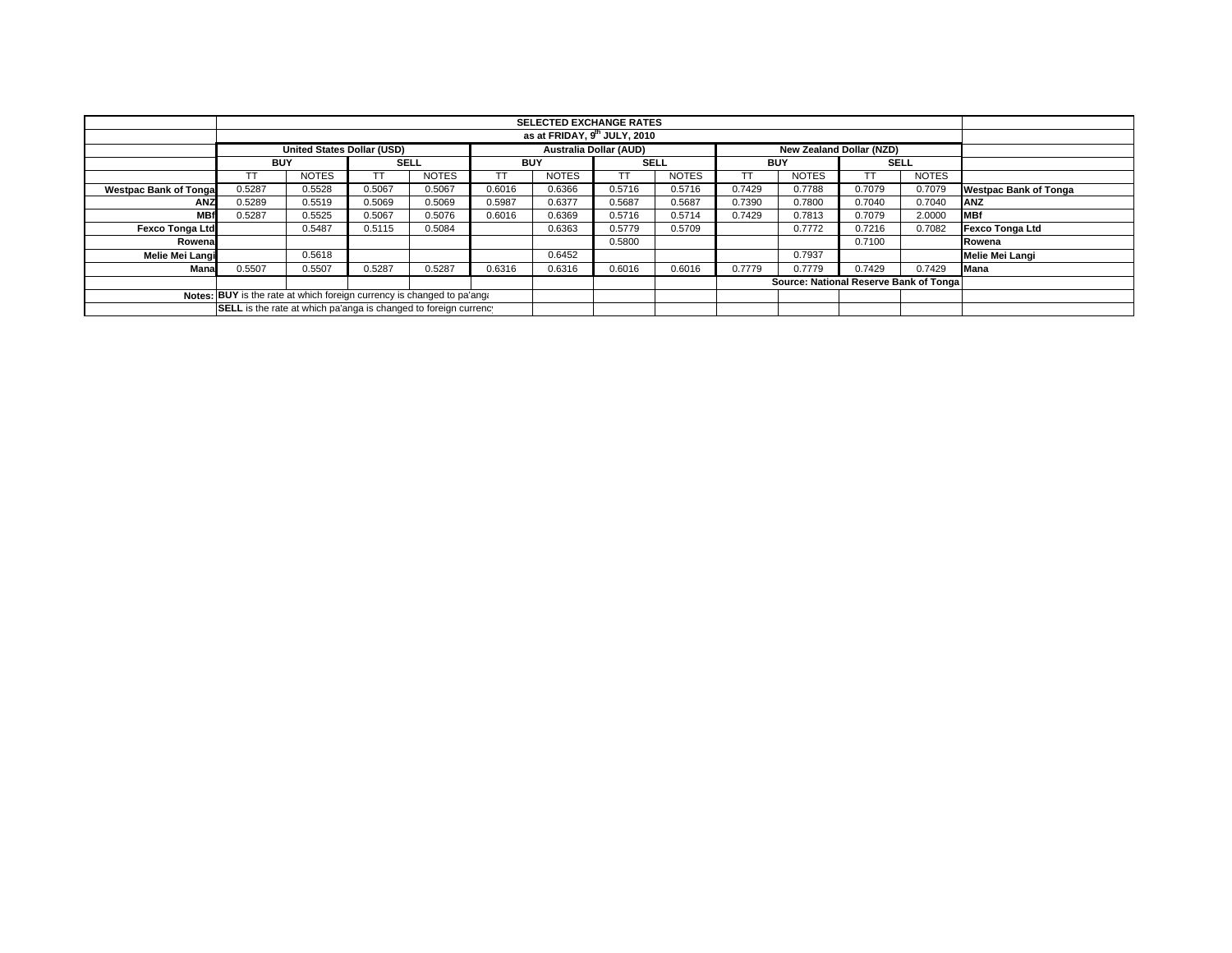| | SELECTED EXCHANGE RATES | | | | | | | | | | | | |
|---|---|---|---|---|---|---|---|---|---|---|---|---|---|
| | as at FRIDAY, 9th JULY, 2010 | | | | | | | | | | | | |
| | United States Dollar (USD) | | | | Australia Dollar (AUD) | | | | New Zealand Dollar (NZD) | | | | |
| | BUY | | SELL | | BUY | | SELL | | BUY | | SELL | | |
| | TT | NOTES | TT | NOTES | TT | NOTES | TT | NOTES | TT | NOTES | TT | NOTES | |
| Westpac Bank of Tonga | 0.5287 | 0.5528 | 0.5067 | 0.5067 | 0.6016 | 0.6366 | 0.5716 | 0.5716 | 0.7429 | 0.7788 | 0.7079 | 0.7079 | Westpac Bank of Tonga |
| ANZ | 0.5289 | 0.5519 | 0.5069 | 0.5069 | 0.5987 | 0.6377 | 0.5687 | 0.5687 | 0.7390 | 0.7800 | 0.7040 | 0.7040 | ANZ |
| MBf | 0.5287 | 0.5525 | 0.5067 | 0.5076 | 0.6016 | 0.6369 | 0.5716 | 0.5714 | 0.7429 | 0.7813 | 0.7079 | 2.0000 | MBf |
| Fexco Tonga Ltd | | 0.5487 | 0.5115 | 0.5084 | | 0.6363 | 0.5779 | 0.5709 | | 0.7772 | 0.7216 | 0.7082 | Fexco Tonga Ltd |
| Rowena | | | | | | | 0.5800 | | | | 0.7100 | | Rowena |
| Melie Mei Langi | | 0.5618 | | | | 0.6452 | | | | 0.7937 | | | Melie Mei Langi |
| Mana | 0.5507 | 0.5507 | 0.5287 | 0.5287 | 0.6316 | 0.6316 | 0.6016 | 0.6016 | 0.7779 | 0.7779 | 0.7429 | 0.7429 | Mana |
| | | | | | | | | | Source: National Reserve Bank of Tonga | | | | |
| Notes: | **BUY** is the rate at which foreign currency is changed to pa'anga | | | | | | | | | | | | |
| | **SELL** is the rate at which pa'anga is changed to foreign currency | | | | | | | | | | | | |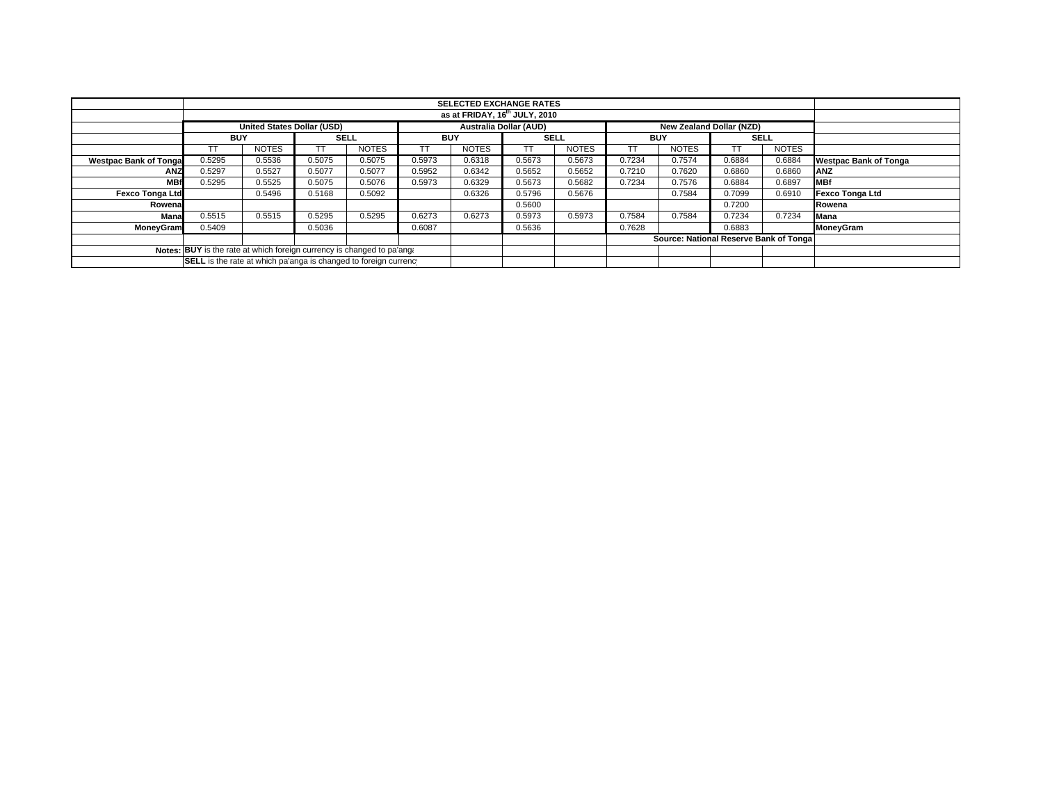| | SELECTED EXCHANGE RATES | | | | | | | | | | | | |
|---|---|---|---|---|---|---|---|---|---|---|---|---|---|
| | as at FRIDAY, 16th JULY, 2010 | | | | | | | | | | | | |
| | United States Dollar (USD) | | | | Australia Dollar (AUD) | | | | New Zealand Dollar (NZD) | | | | |
| | BUY | | SELL | | BUY | | SELL | | BUY | | SELL | | |
| | TT | NOTES | TT | NOTES | TT | NOTES | TT | NOTES | TT | NOTES | TT | NOTES | |
| Westpac Bank of Tonga | 0.5295 | 0.5536 | 0.5075 | 0.5075 | 0.5973 | 0.6318 | 0.5673 | 0.5673 | 0.7234 | 0.7574 | 0.6884 | 0.6884 | Westpac Bank of Tonga |
| ANZ | 0.5297 | 0.5527 | 0.5077 | 0.5077 | 0.5952 | 0.6342 | 0.5652 | 0.5652 | 0.7210 | 0.7620 | 0.6860 | 0.6860 | ANZ |
| MBf | 0.5295 | 0.5525 | 0.5075 | 0.5076 | 0.5973 | 0.6329 | 0.5673 | 0.5682 | 0.7234 | 0.7576 | 0.6884 | 0.6897 | MBf |
| Fexco Tonga Ltd | | 0.5496 | 0.5168 | 0.5092 | | 0.6326 | 0.5796 | 0.5676 | | 0.7584 | 0.7099 | 0.6910 | Fexco Tonga Ltd |
| Rowena | | | | | | | 0.5600 | | | | 0.7200 | | Rowena |
| Mana | 0.5515 | 0.5515 | 0.5295 | 0.5295 | 0.6273 | 0.6273 | 0.5973 | 0.5973 | 0.7584 | 0.7584 | 0.7234 | 0.7234 | Mana |
| MoneyGram | 0.5409 | | 0.5036 | | 0.6087 | | 0.5636 | | 0.7628 | | 0.6883 | | MoneyGram |
| | | | | | | | | | Source: National Reserve Bank of Tonga | | | | |
| Notes: | **BUY** is the rate at which foreign currency is changed to pa'anga | | | | | | | | | | | | |
| | **SELL** is the rate at which pa'anga is changed to foreign currency | | | | | | | | | | | | |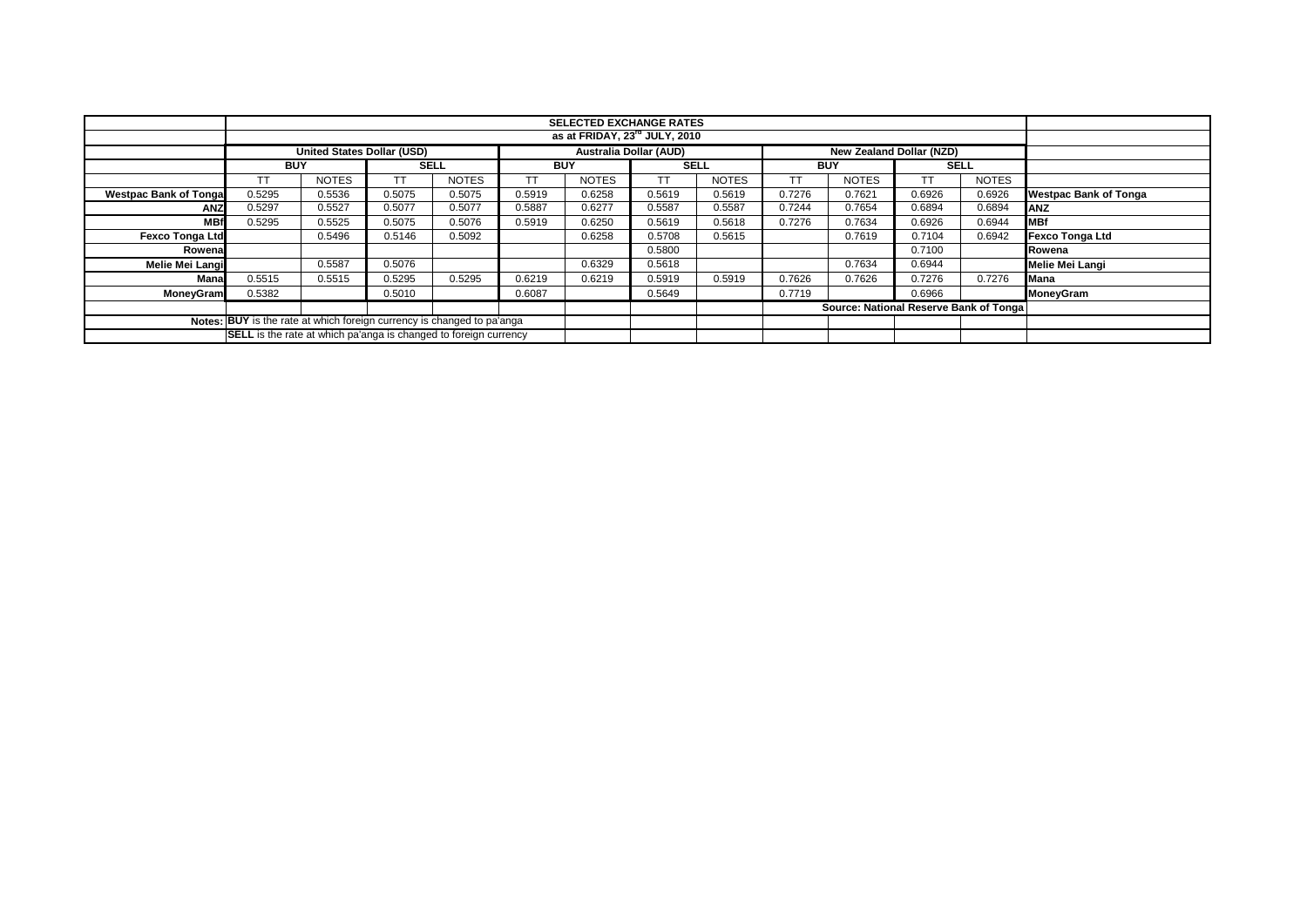| | SELECTED EXCHANGE RATES | | | | | | | | | | | | |
|---|---|---|---|---|---|---|---|---|---|---|---|---|---|
| | as at FRIDAY, 23rd JULY, 2010 | | | | | | | | | | | | |
| | United States Dollar (USD) | | | | Australia Dollar (AUD) | | | | New Zealand Dollar (NZD) | | | | |
| | BUY | | SELL | | BUY | | SELL | | BUY | | SELL | | |
| | TT | NOTES | TT | NOTES | TT | NOTES | TT | NOTES | TT | NOTES | TT | NOTES | |
| Westpac Bank of Tonga | 0.5295 | 0.5536 | 0.5075 | 0.5075 | 0.5919 | 0.6258 | 0.5619 | 0.5619 | 0.7276 | 0.7621 | 0.6926 | 0.6926 | Westpac Bank of Tonga |
| ANZ | 0.5297 | 0.5527 | 0.5077 | 0.5077 | 0.5887 | 0.6277 | 0.5587 | 0.5587 | 0.7244 | 0.7654 | 0.6894 | 0.6894 | ANZ |
| MBf | 0.5295 | 0.5525 | 0.5075 | 0.5076 | 0.5919 | 0.6250 | 0.5619 | 0.5618 | 0.7276 | 0.7634 | 0.6926 | 0.6944 | MBf |
| Fexco Tonga Ltd | | 0.5496 | 0.5146 | 0.5092 | | 0.6258 | 0.5708 | 0.5615 | | 0.7619 | 0.7104 | 0.6942 | Fexco Tonga Ltd |
| Rowena | | | | | | | 0.5800 | | | | 0.7100 | | Rowena |
| Melie Mei Langi | | 0.5587 | 0.5076 | | | 0.6329 | 0.5618 | | | 0.7634 | 0.6944 | | Melie Mei Langi |
| Mana | 0.5515 | 0.5515 | 0.5295 | 0.5295 | 0.6219 | 0.6219 | 0.5919 | 0.5919 | 0.7626 | 0.7626 | 0.7276 | 0.7276 | Mana |
| MoneyGram | 0.5382 | | 0.5010 | | 0.6087 | | 0.5649 | | 0.7719 | | 0.6966 | | MoneyGram |
| | | | | | | | | | Source: National Reserve Bank of Tonga | | | | |
| Notes: | **BUY** is the rate at which foreign currency is changed to pa'anga | | | | | | | | | | | | |
| | **SELL** is the rate at which pa'anga is changed to foreign currency | | | | | | | | | | | | |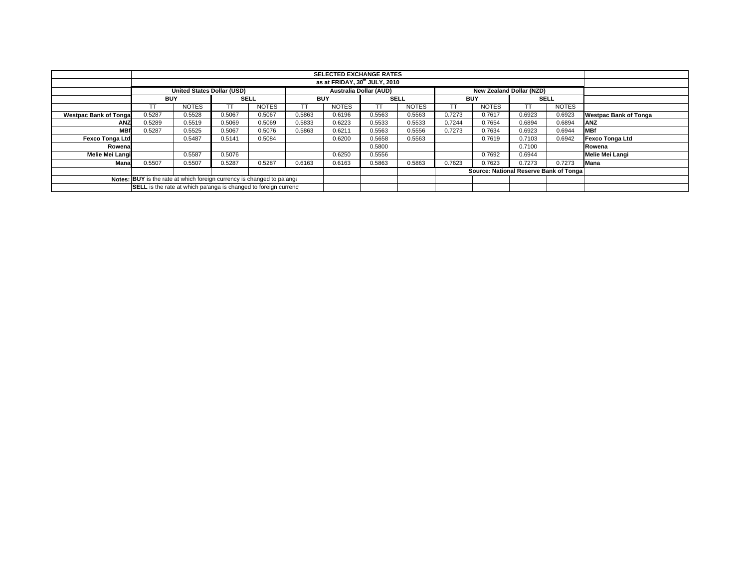| | SELECTED EXCHANGE RATES | | | | | | | | | | | | |
|---|---|---|---|---|---|---|---|---|---|---|---|---|---|
| | as at FRIDAY, 30th JULY, 2010 | | | | | | | | | | | | |
| | United States Dollar (USD) | | | | Australia Dollar (AUD) | | | | New Zealand Dollar (NZD) | | | | |
| | BUY | | SELL | | BUY | | SELL | | BUY | | SELL | | |
| | TT | NOTES | TT | NOTES | TT | NOTES | TT | NOTES | TT | NOTES | TT | NOTES | |
| Westpac Bank of Tonga | 0.5287 | 0.5528 | 0.5067 | 0.5067 | 0.5863 | 0.6196 | 0.5563 | 0.5563 | 0.7273 | 0.7617 | 0.6923 | 0.6923 | Westpac Bank of Tonga |
| ANZ | 0.5289 | 0.5519 | 0.5069 | 0.5069 | 0.5833 | 0.6223 | 0.5533 | 0.5533 | 0.7244 | 0.7654 | 0.6894 | 0.6894 | ANZ |
| MBf | 0.5287 | 0.5525 | 0.5067 | 0.5076 | 0.5863 | 0.6211 | 0.5563 | 0.5556 | 0.7273 | 0.7634 | 0.6923 | 0.6944 | MBf |
| Fexco Tonga Ltd | | 0.5487 | 0.5141 | 0.5084 | | 0.6200 | 0.5658 | 0.5563 | | 0.7619 | 0.7103 | 0.6942 | Fexco Tonga Ltd |
| Rowena | | | | | | | 0.5800 | | | | 0.7100 | | Rowena |
| Melie Mei Langi | | 0.5587 | 0.5076 | | | 0.6250 | 0.5556 | | | 0.7692 | 0.6944 | | Melie Mei Langi |
| Mana | 0.5507 | 0.5507 | 0.5287 | 0.5287 | 0.6163 | 0.6163 | 0.5863 | 0.5863 | 0.7623 | 0.7623 | 0.7273 | 0.7273 | Mana |
| | | | | | | | | | Source: National Reserve Bank of Tonga | | | | |
| Notes: | **BUY** is the rate at which foreign currency is changed to pa'anga | | | | | | | | | | | | |
| | **SELL** is the rate at which pa'anga is changed to foreign currency | | | | | | | | | | | | |